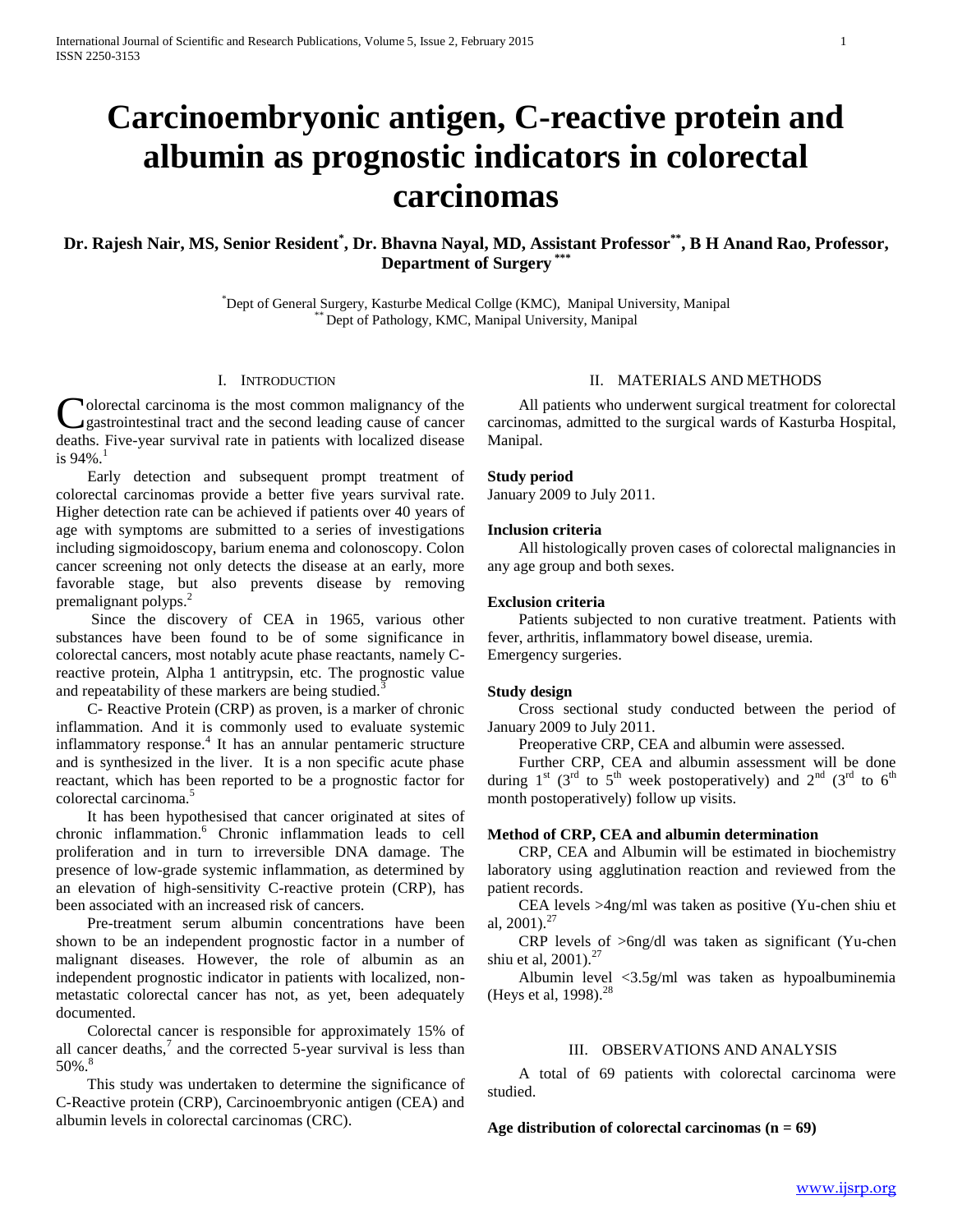// Omit running header "International Journal..." and ISSN? ISSN is journal metadata; omit.
# Carcinoembryonic antigen, C-reactive protein and albumin as prognostic indicators in colorectal carcinomas

**Dr. Rajesh Nair, MS, Senior Resident[*], Dr. Bhavna Nayal, MD, Assistant Professor[**], B H Anand Rao, Professor, Department of Surgery [***]**

[*] Dept of General Surgery, Kasturbe Medical Collge (KMC), Manipal University, Manipal
[**] Dept of Pathology, KMC, Manipal University, Manipal

## I. Introduction

Colorectal carcinoma is the most common malignancy of the gastrointestinal tract and the second leading cause of cancer deaths. Five-year survival rate in patients with localized disease is 94%.[1]

Early detection and subsequent prompt treatment of colorectal carcinomas provide a better five years survival rate. Higher detection rate can be achieved if patients over 40 years of age with symptoms are submitted to a series of investigations including sigmoidoscopy, barium enema and colonoscopy. Colon cancer screening not only detects the disease at an early, more favorable stage, but also prevents disease by removing premalignant polyps.[2]

Since the discovery of CEA in 1965, various other substances have been found to be of some significance in colorectal cancers, most notably acute phase reactants, namely C-reactive protein, Alpha 1 antitrypsin, etc. The prognostic value and repeatability of these markers are being studied.[3]

C- Reactive Protein (CRP) as proven, is a marker of chronic inflammation. And it is commonly used to evaluate systemic inflammatory response.[4] It has an annular pentameric structure and is synthesized in the liver. It is a non specific acute phase reactant, which has been reported to be a prognostic factor for colorectal carcinoma.[5]

It has been hypothesised that cancer originated at sites of chronic inflammation.[6] Chronic inflammation leads to cell proliferation and in turn to irreversible DNA damage. The presence of low-grade systemic inflammation, as determined by an elevation of high-sensitivity C-reactive protein (CRP), has been associated with an increased risk of cancers.

Pre-treatment serum albumin concentrations have been shown to be an independent prognostic factor in a number of malignant diseases. However, the role of albumin as an independent prognostic indicator in patients with localized, non-metastatic colorectal cancer has not, as yet, been adequately documented.

Colorectal cancer is responsible for approximately 15% of all cancer deaths,[7] and the corrected 5-year survival is less than 50%.[8]

This study was undertaken to determine the significance of C-Reactive protein (CRP), Carcinoembryonic antigen (CEA) and albumin levels in colorectal carcinomas (CRC).

## II. Materials and Methods

All patients who underwent surgical treatment for colorectal carcinomas, admitted to the surgical wards of Kasturba Hospital, Manipal.

### Study period

January 2009 to July 2011.

### Inclusion criteria

All histologically proven cases of colorectal malignancies in any age group and both sexes.

### Exclusion criteria

Patients subjected to non curative treatment. Patients with fever, arthritis, inflammatory bowel disease, uremia.
Emergency surgeries.

### Study design

Cross sectional study conducted between the period of January 2009 to July 2011.

Preoperative CRP, CEA and albumin were assessed.

Further CRP, CEA and albumin assessment will be done during 1st (3rd to 5th week postoperatively) and 2nd (3rd to 6th month postoperatively) follow up visits.

### Method of CRP, CEA and albumin determination

CRP, CEA and Albumin will be estimated in biochemistry laboratory using agglutination reaction and reviewed from the patient records.

CEA levels >4ng/ml was taken as positive (Yu-chen shiu et al, 2001).[27]

CRP levels of >6ng/dl was taken as significant (Yu-chen shiu et al, 2001).[27]

Albumin level <3.5g/ml was taken as hypoalbuminemia (Heys et al, 1998).[28]

## III. Observations and Analysis

A total of 69 patients with colorectal carcinoma were studied.

**Age distribution of colorectal carcinomas (n = 69)**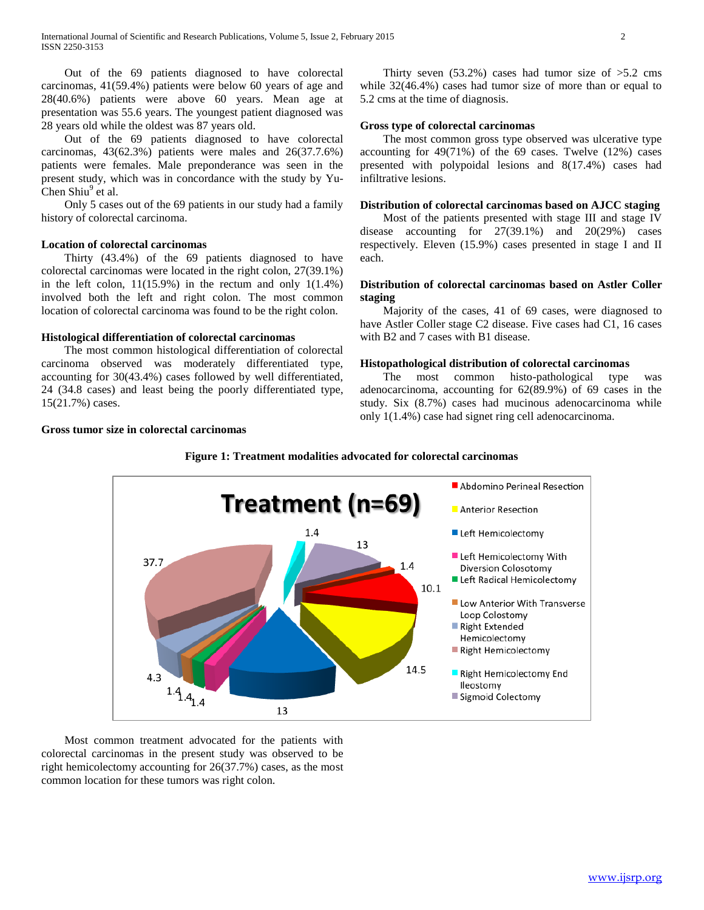Out of the 69 patients diagnosed to have colorectal carcinomas, 41(59.4%) patients were below 60 years of age and 28(40.6%) patients were above 60 years. Mean age at presentation was 55.6 years. The youngest patient diagnosed was 28 years old while the oldest was 87 years old.

Out of the 69 patients diagnosed to have colorectal carcinomas, 43(62.3%) patients were males and 26(37.7.6%) patients were females. Male preponderance was seen in the present study, which was in concordance with the study by Yu-Chen Shiu[9] et al.

Only 5 cases out of the 69 patients in our study had a family history of colorectal carcinoma.

### Location of colorectal carcinomas

Thirty (43.4%) of the 69 patients diagnosed to have colorectal carcinomas were located in the right colon, 27(39.1%) in the left colon, 11(15.9%) in the rectum and only 1(1.4%) involved both the left and right colon. The most common location of colorectal carcinoma was found to be the right colon.

### Histological differentiation of colorectal carcinomas

The most common histological differentiation of colorectal carcinoma observed was moderately differentiated type, accounting for 30(43.4%) cases followed by well differentiated, 24 (34.8 cases) and least being the poorly differentiated type, 15(21.7%) cases.

### Gross tumor size in colorectal carcinomas

Thirty seven (53.2%) cases had tumor size of >5.2 cms while 32(46.4%) cases had tumor size of more than or equal to 5.2 cms at the time of diagnosis.

### Gross type of colorectal carcinomas

The most common gross type observed was ulcerative type accounting for 49(71%) of the 69 cases. Twelve (12%) cases presented with polypoidal lesions and 8(17.4%) cases had infiltrative lesions.

### Distribution of colorectal carcinomas based on AJCC staging

Most of the patients presented with stage III and stage IV disease accounting for 27(39.1%) and 20(29%) cases respectively. Eleven (15.9%) cases presented in stage I and II each.

### Distribution of colorectal carcinomas based on Astler Coller staging

Majority of the cases, 41 of 69 cases, were diagnosed to have Astler Coller stage C2 disease. Five cases had C1, 16 cases with B2 and 7 cases with B1 disease.

### Histopathological distribution of colorectal carcinomas

The most common histo-pathological type was adenocarcinoma, accounting for 62(89.9%) of 69 cases in the study. Six (8.7%) cases had mucinous adenocarcinoma while only 1(1.4%) case had signet ring cell adenocarcinoma.

**Figure 1: Treatment modalities advocated for colorectal carcinomas**

Most common treatment advocated for the patients with colorectal carcinomas in the present study was observed to be right hemicolectomy accounting for 26(37.7%) cases, as the most common location for these tumors was right colon.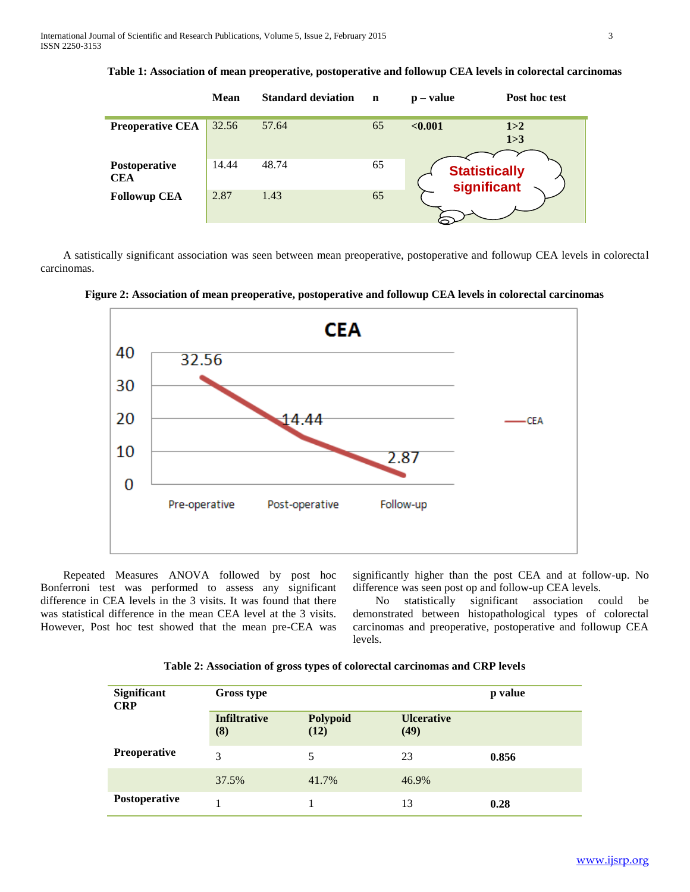**Table 1: Association of mean preoperative, postoperative and followup CEA levels in colorectal carcinomas**

| | Mean | Standard deviation | n | p – value | Post hoc test |
|---|---|---|---|---|---|
| **Preoperative CEA** | 32.56 | 57.64 | 65 | **<0.001** | **1>2** **1>3** |
| **Postoperative CEA** | 14.44 | 48.74 | 65 | Statistically significant | |
| **Followup CEA** | 2.87 | 1.43 | 65 | | |

A satistically significant association was seen between mean preoperative, postoperative and followup CEA levels in colorectal carcinomas.

**Figure 2: Association of mean preoperative, postoperative and followup CEA levels in colorectal carcinomas**

Repeated Measures ANOVA followed by post hoc Bonferroni test was performed to assess any significant difference in CEA levels in the 3 visits. It was found that there was statistical difference in the mean CEA level at the 3 visits. However, Post hoc test showed that the mean pre-CEA was significantly higher than the post CEA and at follow-up. No difference was seen post op and follow-up CEA levels.

No statistically significant association could be demonstrated between histopathological types of colorectal carcinomas and preoperative, postoperative and followup CEA levels.

**Table 2: Association of gross types of colorectal carcinomas and CRP levels**

| Significant CRP | Gross type | | | p value |
|---|---|---|---|---|
| | **Infiltrative (8)** | **Polypoid (12)** | **Ulcerative (49)** | |
| **Preoperative** | 3 | 5 | 23 | **0.856** |
| | 37.5% | 41.7% | 46.9% | |
| **Postoperative** | 1 | 1 | 13 | **0.28** |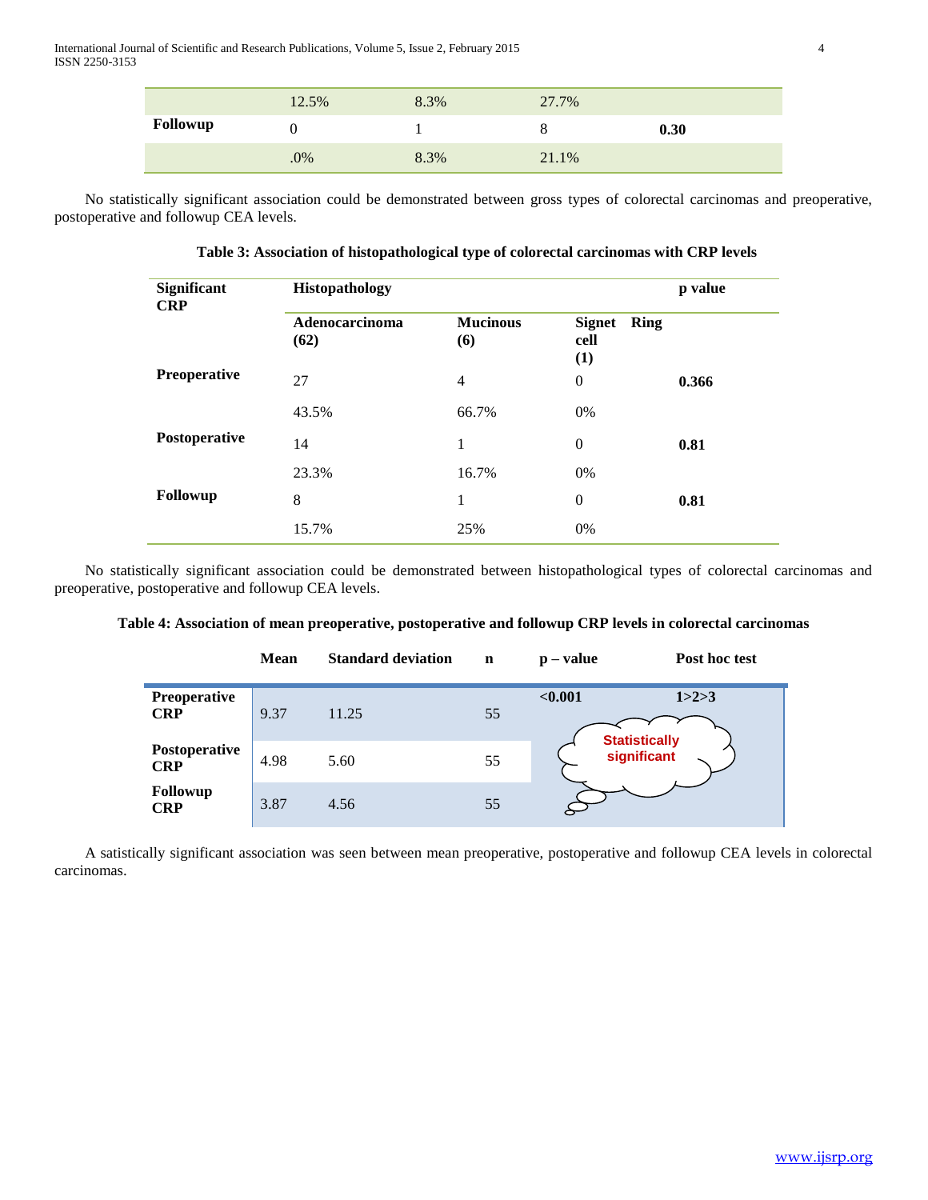| | | | | |
|---|---|---|---|---|
| | 12.5% | 8.3% | 27.7% | |
| **Followup** | 0 | 1 | 8 | **0.30** |
| | .0% | 8.3% | 21.1% | |

No statistically significant association could be demonstrated between gross types of colorectal carcinomas and preoperative, postoperative and followup CEA levels.

**Table 3: Association of histopathological type of colorectal carcinomas with CRP levels**

| **Significant CRP** | **Histopathology** | | | **p value** |
|---|---|---|---|---|
| | **Adenocarcinoma (62)** | **Mucinous (6)** | **Signet Ring cell (1)** | |
| **Preoperative** | 27 | 4 | 0 | **0.366** |
| | 43.5% | 66.7% | 0% | |
| **Postoperative** | 14 | 1 | 0 | **0.81** |
| | 23.3% | 16.7% | 0% | |
| **Followup** | 8 | 1 | 0 | **0.81** |
| | 15.7% | 25% | 0% | |

No statistically significant association could be demonstrated between histopathological types of colorectal carcinomas and preoperative, postoperative and followup CEA levels.

**Table 4: Association of mean preoperative, postoperative and followup CRP levels in colorectal carcinomas**

| | **Mean** | **Standard deviation** | **n** | **p – value** | **Post hoc test** |
|---|---|---|---|---|---|
| **Preoperative CRP** | 9.37 | 11.25 | 55 | **<0.001** | **1>2>3** |
| **Postoperative CRP** | 4.98 | 5.60 | 55 | Statistically significant | |
| **Followup CRP** | 3.87 | 4.56 | 55 | | |

A satistically significant association was seen between mean preoperative, postoperative and followup CEA levels in colorectal carcinomas.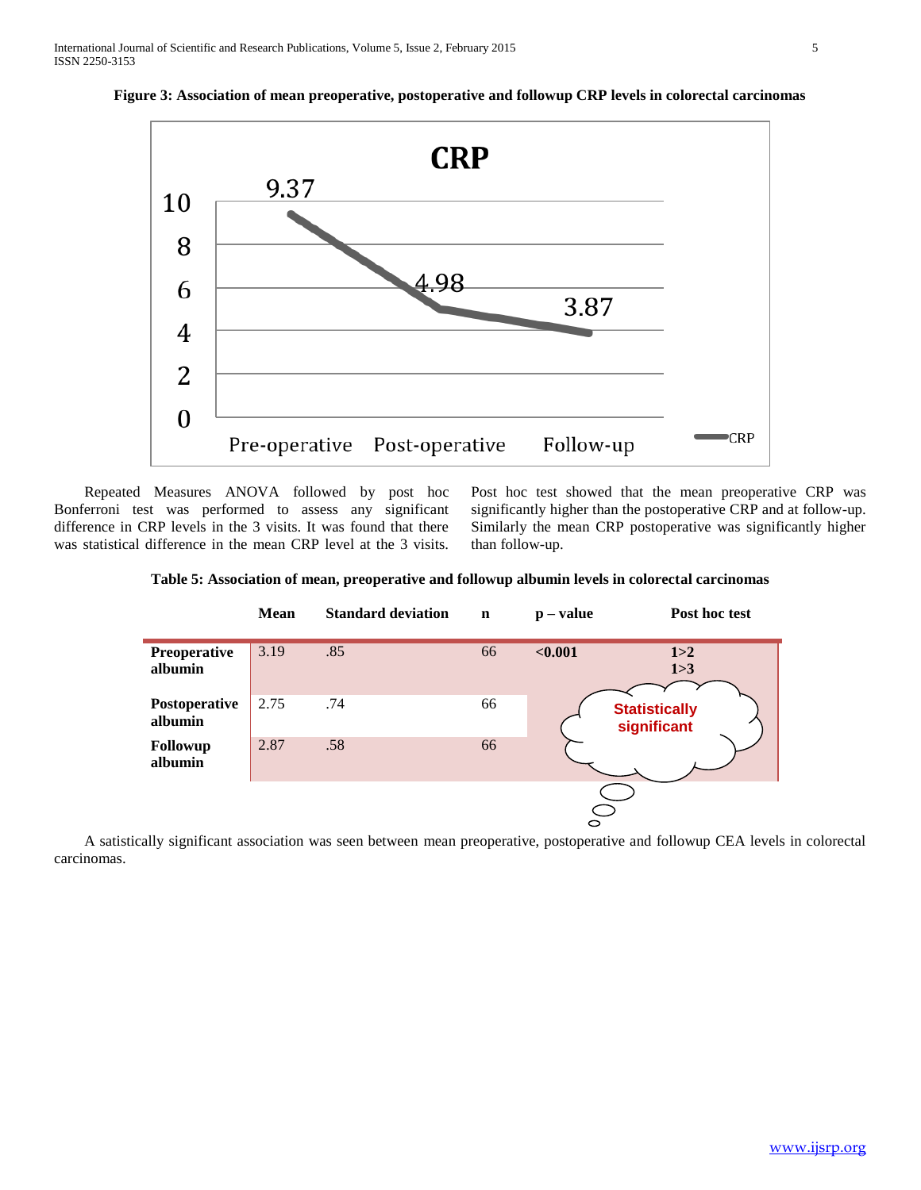**Figure 3: Association of mean preoperative, postoperative and followup CRP levels in colorectal carcinomas**

Repeated Measures ANOVA followed by post hoc Bonferroni test was performed to assess any significant difference in CRP levels in the 3 visits. It was found that there was statistical difference in the mean CRP level at the 3 visits. Post hoc test showed that the mean preoperative CRP was significantly higher than the postoperative CRP and at follow-up. Similarly the mean CRP postoperative was significantly higher than follow-up.

**Table 5: Association of mean, preoperative and followup albumin levels in colorectal carcinomas**

| | Mean | Standard deviation | n | p – value | Post hoc test |
|---|---|---|---|---|---|
| **Preoperative albumin** | 3.19 | .85 | 66 | **<0.001** | **1>2** **1>3** |
| **Postoperative albumin** | 2.75 | .74 | 66 | | |
| **Followup albumin** | 2.87 | .58 | 66 | | |

Statistically significant

A satistically significant association was seen between mean preoperative, postoperative and followup CEA levels in colorectal carcinomas.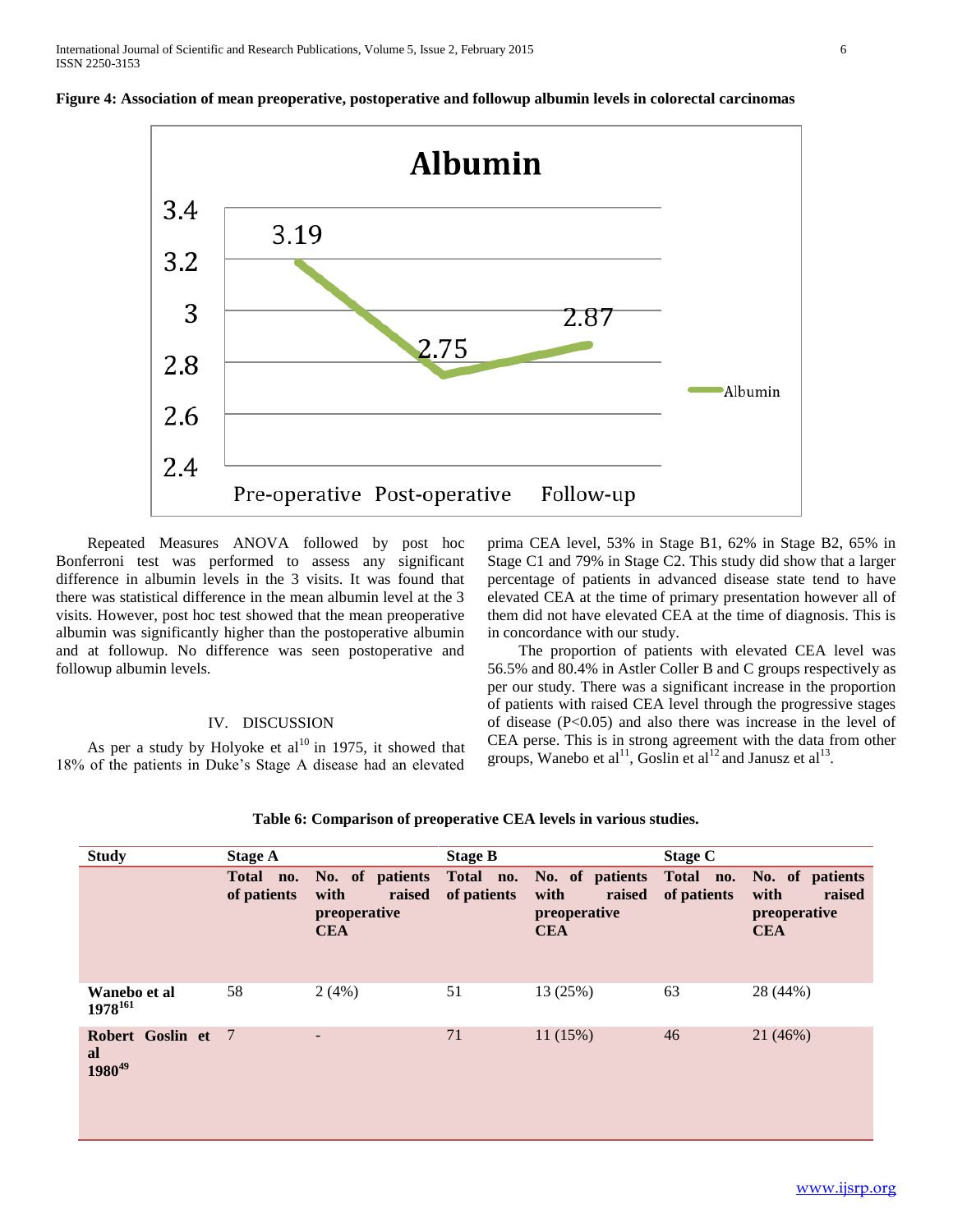**Figure 4: Association of mean preoperative, postoperative and followup albumin levels in colorectal carcinomas**

Repeated Measures ANOVA followed by post hoc Bonferroni test was performed to assess any significant difference in albumin levels in the 3 visits. It was found that there was statistical difference in the mean albumin level at the 3 visits. However, post hoc test showed that the mean preoperative albumin was significantly higher than the postoperative albumin and at followup. No difference was seen postoperative and followup albumin levels.

## IV. DISCUSSION

As per a study by Holyoke et al[10] in 1975, it showed that 18% of the patients in Duke's Stage A disease had an elevated prima CEA level, 53% in Stage B1, 62% in Stage B2, 65% in Stage C1 and 79% in Stage C2. This study did show that a larger percentage of patients in advanced disease state tend to have elevated CEA at the time of primary presentation however all of them did not have elevated CEA at the time of diagnosis. This is in concordance with our study.

The proportion of patients with elevated CEA level was 56.5% and 80.4% in Astler Coller B and C groups respectively as per our study. There was a significant increase in the proportion of patients with raised CEA level through the progressive stages of disease ($P<0.05$) and also there was increase in the level of CEA perse. This is in strong agreement with the data from other groups, Wanebo et al[11], Goslin et al[12] and Janusz et al[13].

**Table 6: Comparison of preoperative CEA levels in various studies.**

| Study | Stage A | | Stage B | | Stage C | |
|---|---|---|---|---|---|---|
| | Total no. of patients | No. of patients with raised preoperative CEA | Total no. of patients | No. of patients with raised preoperative CEA | Total no. of patients | No. of patients with raised preoperative CEA |
| Wanebo et al 1978[161] | 58 | 2 (4%) | 51 | 13 (25%) | 63 | 28 (44%) |
| Robert Goslin et al 1980[49] | 7 | - | 71 | 11 (15%) | 46 | 21 (46%) |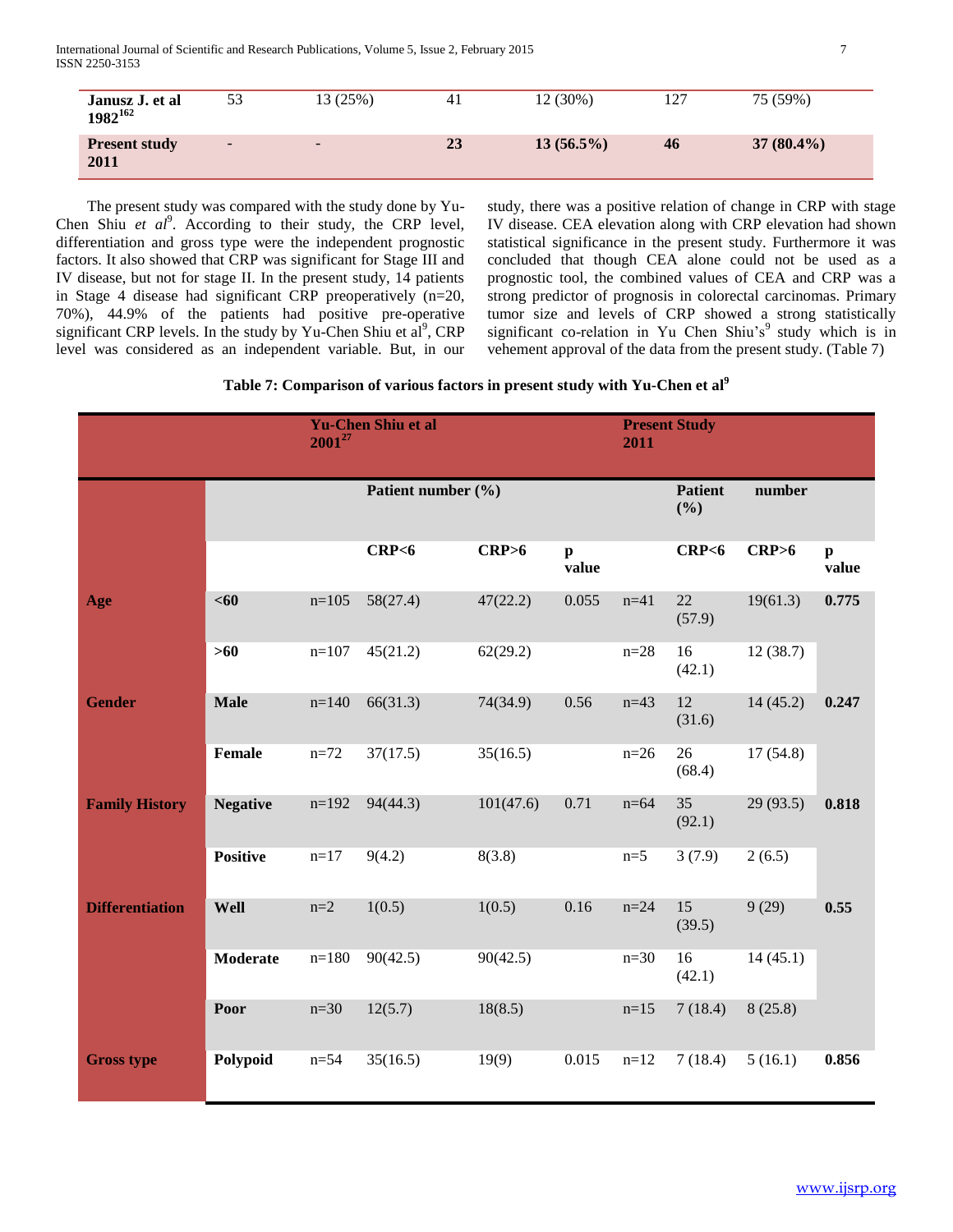| | | | | | | |
|---|---|---|---|---|---|---|
| **Janusz J. et al 1982**[162] | 53 | 13 (25%) | 41 | 12 (30%) | 127 | 75 (59%) |
| **Present study 2011** | - | - | **23** | **13 (56.5%)** | **46** | **37 (80.4%)** |

The present study was compared with the study done by Yu-Chen Shiu *et al*[9]. According to their study, the CRP level, differentiation and gross type were the independent prognostic factors. It also showed that CRP was significant for Stage III and IV disease, but not for stage II. In the present study, 14 patients in Stage 4 disease had significant CRP preoperatively (n=20, 70%), 44.9% of the patients had positive pre-operative significant CRP levels. In the study by Yu-Chen Shiu et al[9], CRP level was considered as an independent variable. But, in our study, there was a positive relation of change in CRP with stage IV disease. CEA elevation along with CRP elevation had shown statistical significance in the present study. Furthermore it was concluded that though CEA alone could not be used as a prognostic tool, the combined values of CEA and CRP was a strong predictor of prognosis in colorectal carcinomas. Primary tumor size and levels of CRP showed a strong statistically significant co-relation in Yu Chen Shiu's[9] study which is in vehement approval of the data from the present study. (Table 7)

**Table 7: Comparison of various factors in present study with Yu-Chen et al**[9]

| | | **Yu-Chen Shiu et al 2001**[27] | | | | **Present Study 2011** | | | |
|---|---|---|---|---|---|---|---|---|---|
| | | **Patient number (%)** | | | | **Patient number (%)** | | | |
| | | | **CRP<6** | **CRP>6** | **p value** | | **CRP<6** | **CRP>6** | **p value** |
| **Age** | **<60** | n=105 | 58(27.4) | 47(22.2) | 0.055 | n=41 | 22 (57.9) | 19(61.3) | **0.775** |
| | **>60** | n=107 | 45(21.2) | 62(29.2) | | n=28 | 16 (42.1) | 12 (38.7) | |
| **Gender** | **Male** | n=140 | 66(31.3) | 74(34.9) | 0.56 | n=43 | 12 (31.6) | 14 (45.2) | **0.247** |
| | **Female** | n=72 | 37(17.5) | 35(16.5) | | n=26 | 26 (68.4) | 17 (54.8) | |
| **Family History** | **Negative** | n=192 | 94(44.3) | 101(47.6) | 0.71 | n=64 | 35 (92.1) | 29 (93.5) | **0.818** |
| | **Positive** | n=17 | 9(4.2) | 8(3.8) | | n=5 | 3 (7.9) | 2 (6.5) | |
| **Differentiation** | **Well** | n=2 | 1(0.5) | 1(0.5) | 0.16 | n=24 | 15 (39.5) | 9 (29) | **0.55** |
| | **Moderate** | n=180 | 90(42.5) | 90(42.5) | | n=30 | 16 (42.1) | 14 (45.1) | |
| | **Poor** | n=30 | 12(5.7) | 18(8.5) | | n=15 | 7 (18.4) | 8 (25.8) | |
| **Gross type** | **Polypoid** | n=54 | 35(16.5) | 19(9) | 0.015 | n=12 | 7 (18.4) | 5 (16.1) | **0.856** |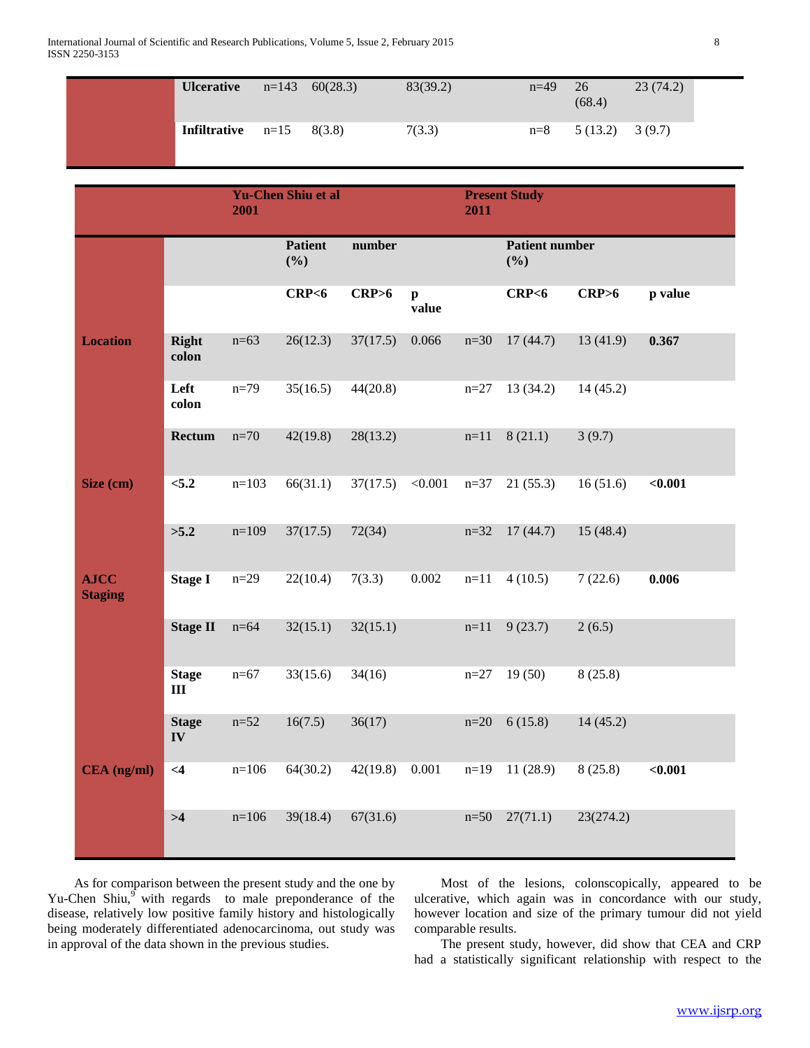| | | | | | | | |
|---|---|---|---|---|---|---|---|
| | **Ulcerative** | n=143 | 60(28.3) | 83(39.2) | n=49 | 26 (68.4) | 23 (74.2) |
| | **Infiltrative** | n=15 | 8(3.8) | 7(3.3) | n=8 | 5 (13.2) | 3 (9.7) |

| | | **Yu-Chen Shiu et al 2001** | | | | **Present Study 2011** | | | |
|---|---|---|---|---|---|---|---|---|---|
| | | | **Patient (%)** | **number** | | | **Patient number (%)** | | |
| | | | **CRP<6** | **CRP>6** | **p value** | | **CRP<6** | **CRP>6** | **p value** |
| **Location** | **Right colon** | n=63 | 26(12.3) | 37(17.5) | 0.066 | n=30 | 17 (44.7) | 13 (41.9) | **0.367** |
| | **Left colon** | n=79 | 35(16.5) | 44(20.8) | | n=27 | 13 (34.2) | 14 (45.2) | |
| | **Rectum** | n=70 | 42(19.8) | 28(13.2) | | n=11 | 8 (21.1) | 3 (9.7) | |
| **Size (cm)** | **<5.2** | n=103 | 66(31.1) | 37(17.5) | <0.001 | n=37 | 21 (55.3) | 16 (51.6) | **<0.001** |
| | **>5.2** | n=109 | 37(17.5) | 72(34) | | n=32 | 17 (44.7) | 15 (48.4) | |
| **AJCC Staging** | **Stage I** | n=29 | 22(10.4) | 7(3.3) | 0.002 | n=11 | 4 (10.5) | 7 (22.6) | **0.006** |
| | **Stage II** | n=64 | 32(15.1) | 32(15.1) | | n=11 | 9 (23.7) | 2 (6.5) | |
| | **Stage III** | n=67 | 33(15.6) | 34(16) | | n=27 | 19 (50) | 8 (25.8) | |
| | **Stage IV** | n=52 | 16(7.5) | 36(17) | | n=20 | 6 (15.8) | 14 (45.2) | |
| **CEA (ng/ml)** | **<4** | n=106 | 64(30.2) | 42(19.8) | 0.001 | n=19 | 11 (28.9) | 8 (25.8) | **<0.001** |
| | **>4** | n=106 | 39(18.4) | 67(31.6) | | n=50 | 27(71.1) | 23(274.2) | |

As for comparison between the present study and the one by Yu-Chen Shiu,[9] with regards to male preponderance of the disease, relatively low positive family history and histologically being moderately differentiated adenocarcinoma, out study was in approval of the data shown in the previous studies.

Most of the lesions, colonscopically, appeared to be ulcerative, which again was in concordance with our study, however location and size of the primary tumour did not yield comparable results.

The present study, however, did show that CEA and CRP had a statistically significant relationship with respect to the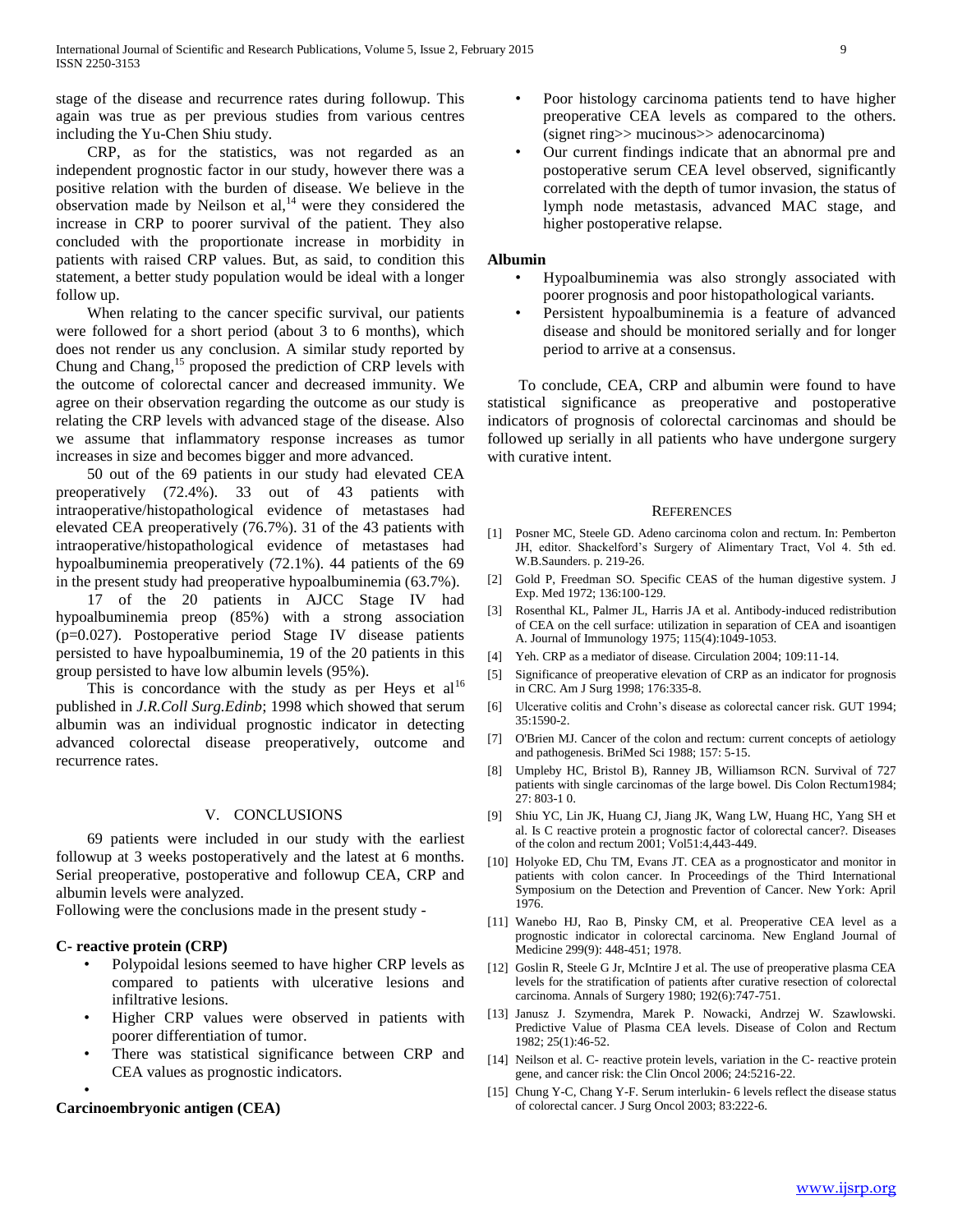stage of the disease and recurrence rates during followup. This again was true as per previous studies from various centres including the Yu-Chen Shiu study.

CRP, as for the statistics, was not regarded as an independent prognostic factor in our study, however there was a positive relation with the burden of disease. We believe in the observation made by Neilson et al,[14] were they considered the increase in CRP to poorer survival of the patient. They also concluded with the proportionate increase in morbidity in patients with raised CRP values. But, as said, to condition this statement, a better study population would be ideal with a longer follow up.

When relating to the cancer specific survival, our patients were followed for a short period (about 3 to 6 months), which does not render us any conclusion. A similar study reported by Chung and Chang,[15] proposed the prediction of CRP levels with the outcome of colorectal cancer and decreased immunity. We agree on their observation regarding the outcome as our study is relating the CRP levels with advanced stage of the disease. Also we assume that inflammatory response increases as tumor increases in size and becomes bigger and more advanced.

50 out of the 69 patients in our study had elevated CEA preoperatively (72.4%). 33 out of 43 patients with intraoperative/histopathological evidence of metastases had elevated CEA preoperatively (76.7%). 31 of the 43 patients with intraoperative/histopathological evidence of metastases had hypoalbuminemia preoperatively (72.1%). 44 patients of the 69 in the present study had preoperative hypoalbuminemia (63.7%).

17 of the 20 patients in AJCC Stage IV had hypoalbuminemia preop (85%) with a strong association (p=0.027). Postoperative period Stage IV disease patients persisted to have hypoalbuminemia, 19 of the 20 patients in this group persisted to have low albumin levels (95%).

This is concordance with the study as per Heys et al[16] published in *J.R.Coll Surg.Edinb*; 1998 which showed that serum albumin was an individual prognostic indicator in detecting advanced colorectal disease preoperatively, outcome and recurrence rates.

## V. Conclusions

69 patients were included in our study with the earliest followup at 3 weeks postoperatively and the latest at 6 months. Serial preoperative, postoperative and followup CEA, CRP and albumin levels were analyzed.

Following were the conclusions made in the present study -

**C- reactive protein (CRP)**

- Polypoidal lesions seemed to have higher CRP levels as compared to patients with ulcerative lesions and infiltrative lesions.
- Higher CRP values were observed in patients with poorer differentiation of tumor.
- There was statistical significance between CRP and CEA values as prognostic indicators.

**Carcinoembryonic antigen (CEA)**

- Poor histology carcinoma patients tend to have higher preoperative CEA levels as compared to the others. (signet ring>> mucinous>> adenocarcinoma)
- Our current findings indicate that an abnormal pre and postoperative serum CEA level observed, significantly correlated with the depth of tumor invasion, the status of lymph node metastasis, advanced MAC stage, and higher postoperative relapse.

**Albumin**

- Hypoalbuminemia was also strongly associated with poorer prognosis and poor histopathological variants.
- Persistent hypoalbuminemia is a feature of advanced disease and should be monitored serially and for longer period to arrive at a consensus.

To conclude, CEA, CRP and albumin were found to have statistical significance as preoperative and postoperative indicators of prognosis of colorectal carcinomas and should be followed up serially in all patients who have undergone surgery with curative intent.

## References

[1] Posner MC, Steele GD. Adeno carcinoma colon and rectum. In: Pemberton JH, editor. Shackelford's Surgery of Alimentary Tract, Vol 4. 5th ed. W.B.Saunders. p. 219-26.

[2] Gold P, Freedman SO. Specific CEAS of the human digestive system. J Exp. Med 1972; 136:100-129.

[3] Rosenthal KL, Palmer JL, Harris JA et al. Antibody-induced redistribution of CEA on the cell surface: utilization in separation of CEA and isoantigen A. Journal of Immunology 1975; 115(4):1049-1053.

[4] Yeh. CRP as a mediator of disease. Circulation 2004; 109:11-14.

[5] Significance of preoperative elevation of CRP as an indicator for prognosis in CRC. Am J Surg 1998; 176:335-8.

[6] Ulcerative colitis and Crohn's disease as colorectal cancer risk. GUT 1994; 35:1590-2.

[7] O'Brien MJ. Cancer of the colon and rectum: current concepts of aetiology and pathogenesis. BriMed Sci 1988; 157: 5-15.

[8] Umpleby HC, Bristol B), Ranney JB, Williamson RCN. Survival of 727 patients with single carcinomas of the large bowel. Dis Colon Rectum1984; 27: 803-1 0.

[9] Shiu YC, Lin JK, Huang CJ, Jiang JK, Wang LW, Huang HC, Yang SH et al. Is C reactive protein a prognostic factor of colorectal cancer?. Diseases of the colon and rectum 2001; Vol51:4,443-449.

[10] Holyoke ED, Chu TM, Evans JT. CEA as a prognosticator and monitor in patients with colon cancer. In Proceedings of the Third International Symposium on the Detection and Prevention of Cancer. New York: April 1976.

[11] Wanebo HJ, Rao B, Pinsky CM, et al. Preoperative CEA level as a prognostic indicator in colorectal carcinoma. New England Journal of Medicine 299(9): 448-451; 1978.

[12] Goslin R, Steele G Jr, McIntire J et al. The use of preoperative plasma CEA levels for the stratification of patients after curative resection of colorectal carcinoma. Annals of Surgery 1980; 192(6):747-751.

[13] Janusz J. Szymendra, Marek P. Nowacki, Andrzej W. Szawlowski. Predictive Value of Plasma CEA levels. Disease of Colon and Rectum 1982; 25(1):46-52.

[14] Neilson et al. C- reactive protein levels, variation in the C- reactive protein gene, and cancer risk: the Clin Oncol 2006; 24:5216-22.

[15] Chung Y-C, Chang Y-F. Serum interlukin- 6 levels reflect the disease status of colorectal cancer. J Surg Oncol 2003; 83:222-6.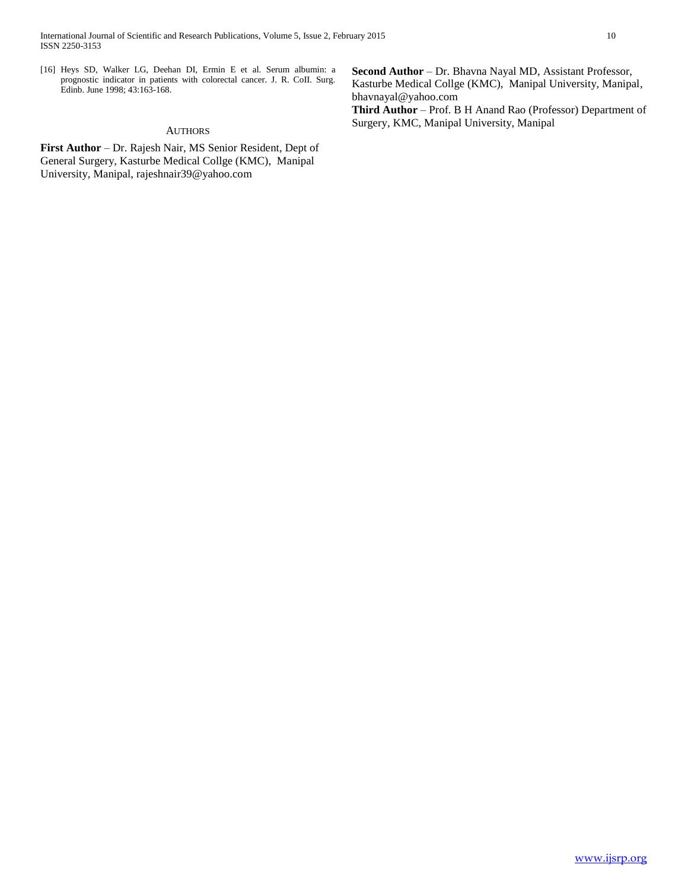[16] Heys SD, Walker LG, Deehan DI, Ermin E et al. Serum albumin: a prognostic indicator in patients with colorectal cancer. J. R. CoII. Surg. Edinb. June 1998; 43:163-168.

## AUTHORS

**First Author** – Dr. Rajesh Nair, MS Senior Resident, Dept of General Surgery, Kasturbe Medical Collge (KMC), Manipal University, Manipal, rajeshnair39@yahoo.com

**Second Author** – Dr. Bhavna Nayal MD, Assistant Professor, Kasturbe Medical Collge (KMC), Manipal University, Manipal, bhavnayal@yahoo.com

**Third Author** – Prof. B H Anand Rao (Professor) Department of Surgery, KMC, Manipal University, Manipal